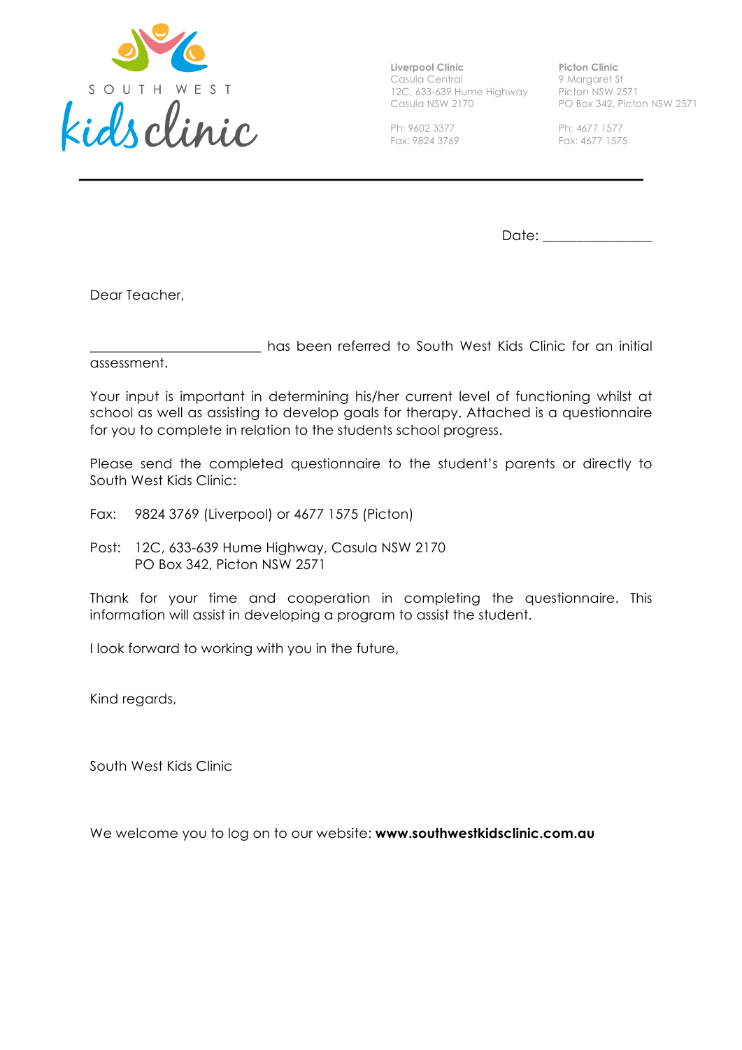SOUTH WEST kids clinic

**Liverpool Clinic**
Casula Central
12C, 633-639 Hume Highway
Casula NSW 2170

Ph: 9602 3377
Fax: 9824 3769

**Picton Clinic**
9 Margaret St
Picton NSW 2571
PO Box 342, Picton NSW 2571

Ph: 4677 1577
Fax: 4677 1575

---

Date: _______________

Dear Teacher,

________________________ has been referred to South West Kids Clinic for an initial assessment.

Your input is important in determining his/her current level of functioning whilst at school as well as assisting to develop goals for therapy. Attached is a questionnaire for you to complete in relation to the students school progress.

Please send the completed questionnaire to the student's parents or directly to South West Kids Clinic:

Fax: 9824 3769 (Liverpool) or 4677 1575 (Picton)

Post: 12C, 633-639 Hume Highway, Casula NSW 2170
PO Box 342, Picton NSW 2571

Thank for your time and cooperation in completing the questionnaire. This information will assist in developing a program to assist the student.

I look forward to working with you in the future,

Kind regards,

South West Kids Clinic

We welcome you to log on to our website: **www.southwestkidsclinic.com.au**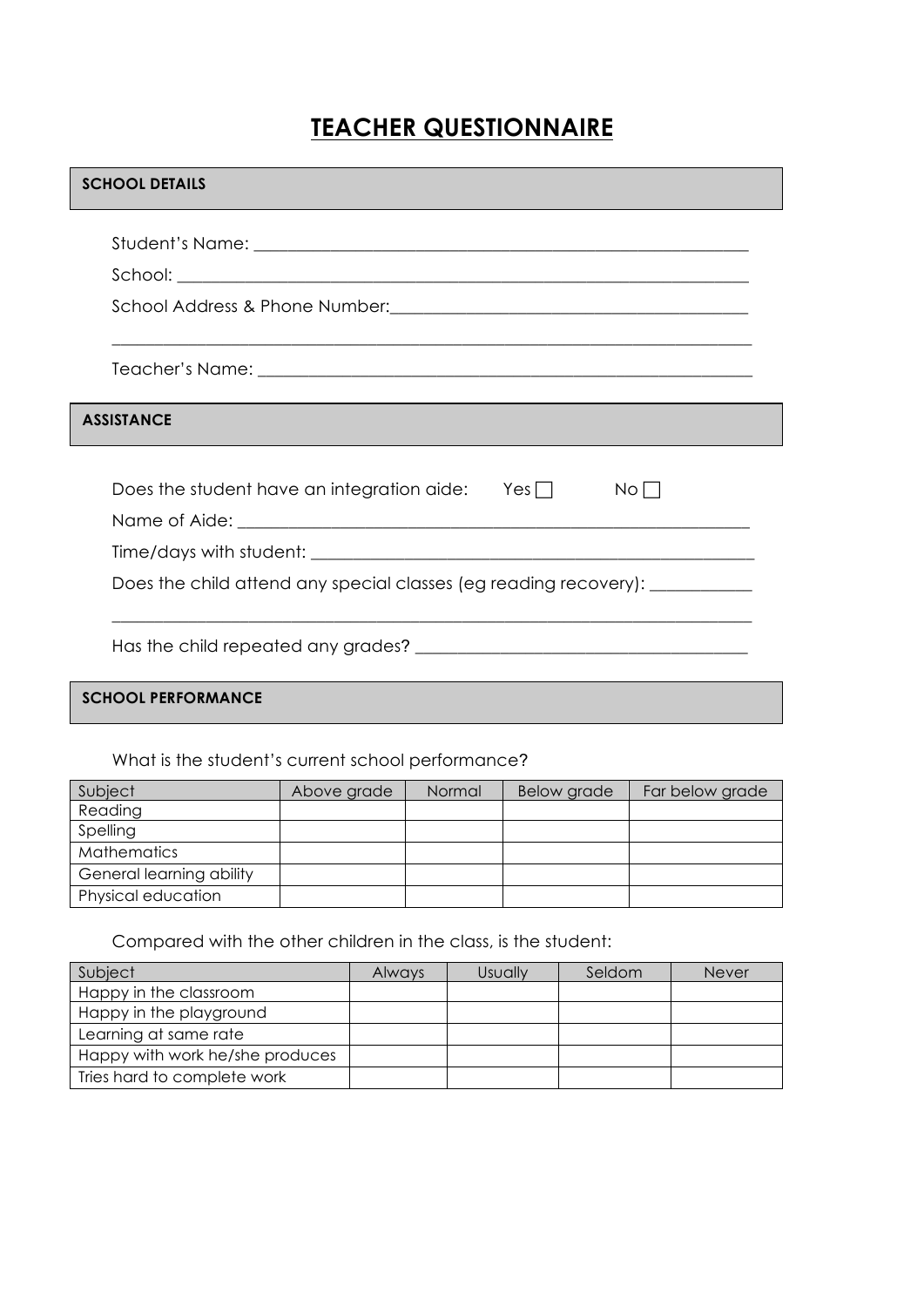# TEACHER QUESTIONNAIRE

**SCHOOL DETAILS**

Student's Name: ___________________________________________________________

School: ___________________________________________________________

School Address & Phone Number:___________________________________________

___________________________________________________________________________

Teacher's Name: ___________________________________________________________

**ASSISTANCE**

Does the student have an integration aide: Yes ☐ No ☐

Name of Aide: ___________________________________________________________

Time/days with student: ___________________________________________________

Does the child attend any special classes (eg reading recovery): ___________

___________________________________________________________________________

Has the child repeated any grades? ______________________________________

**SCHOOL PERFORMANCE**

What is the student's current school performance?

| Subject | Above grade | Normal | Below grade | Far below grade |
|---|---|---|---|---|
| Reading | | | | |
| Spelling | | | | |
| Mathematics | | | | |
| General learning ability | | | | |
| Physical education | | | | |

Compared with the other children in the class, is the student:

| Subject | Always | Usually | Seldom | Never |
|---|---|---|---|---|
| Happy in the classroom | | | | |
| Happy in the playground | | | | |
| Learning at same rate | | | | |
| Happy with work he/she produces | | | | |
| Tries hard to complete work | | | | |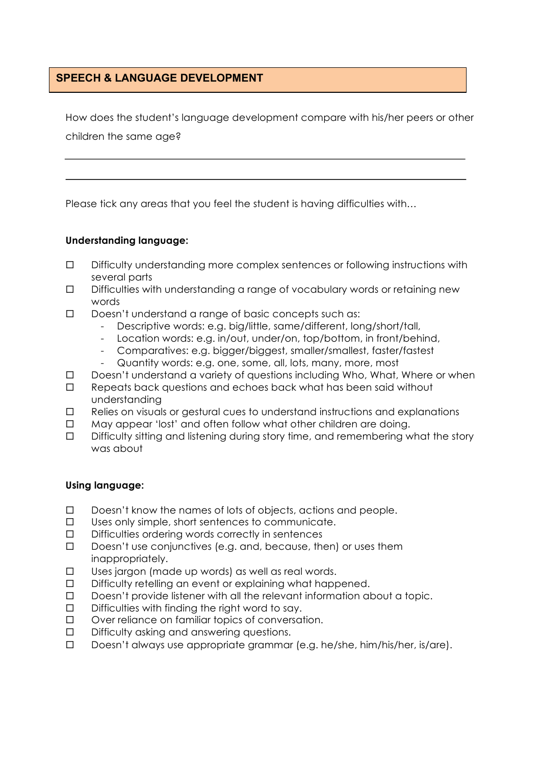## SPEECH & LANGUAGE DEVELOPMENT

How does the student's language development compare with his/her peers or other children the same age?

\_\_\_\_\_\_\_\_\_\_\_\_\_\_\_\_\_\_\_\_\_\_\_\_\_\_\_\_\_\_\_\_\_\_\_\_\_\_\_\_\_\_\_\_\_\_\_\_\_\_\_\_\_\_\_\_\_\_\_\_

\_\_\_\_\_\_\_\_\_\_\_\_\_\_\_\_\_\_\_\_\_\_\_\_\_\_\_\_\_\_\_\_\_\_\_\_\_\_\_\_\_\_\_\_\_\_\_\_\_\_\_\_\_\_\_\_\_\_\_\_

Please tick any areas that you feel the student is having difficulties with…

**Understanding language:**

- ☐ Difficulty understanding more complex sentences or following instructions with several parts
- ☐ Difficulties with understanding a range of vocabulary words or retaining new words
- ☐ Doesn't understand a range of basic concepts such as:
  - Descriptive words: e.g. big/little, same/different, long/short/tall,
  - Location words: e.g. in/out, under/on, top/bottom, in front/behind,
  - Comparatives: e.g. bigger/biggest, smaller/smallest, faster/fastest
  - Quantity words: e.g. one, some, all, lots, many, more, most
- ☐ Doesn't understand a variety of questions including Who, What, Where or when
- ☐ Repeats back questions and echoes back what has been said without understanding
- ☐ Relies on visuals or gestural cues to understand instructions and explanations
- ☐ May appear 'lost' and often follow what other children are doing.
- ☐ Difficulty sitting and listening during story time, and remembering what the story was about

**Using language:**

- ☐ Doesn't know the names of lots of objects, actions and people.
- ☐ Uses only simple, short sentences to communicate.
- ☐ Difficulties ordering words correctly in sentences
- ☐ Doesn't use conjunctives (e.g. and, because, then) or uses them inappropriately.
- ☐ Uses jargon (made up words) as well as real words.
- ☐ Difficulty retelling an event or explaining what happened.
- ☐ Doesn't provide listener with all the relevant information about a topic.
- ☐ Difficulties with finding the right word to say.
- ☐ Over reliance on familiar topics of conversation.
- ☐ Difficulty asking and answering questions.
- ☐ Doesn't always use appropriate grammar (e.g. he/she, him/his/her, is/are).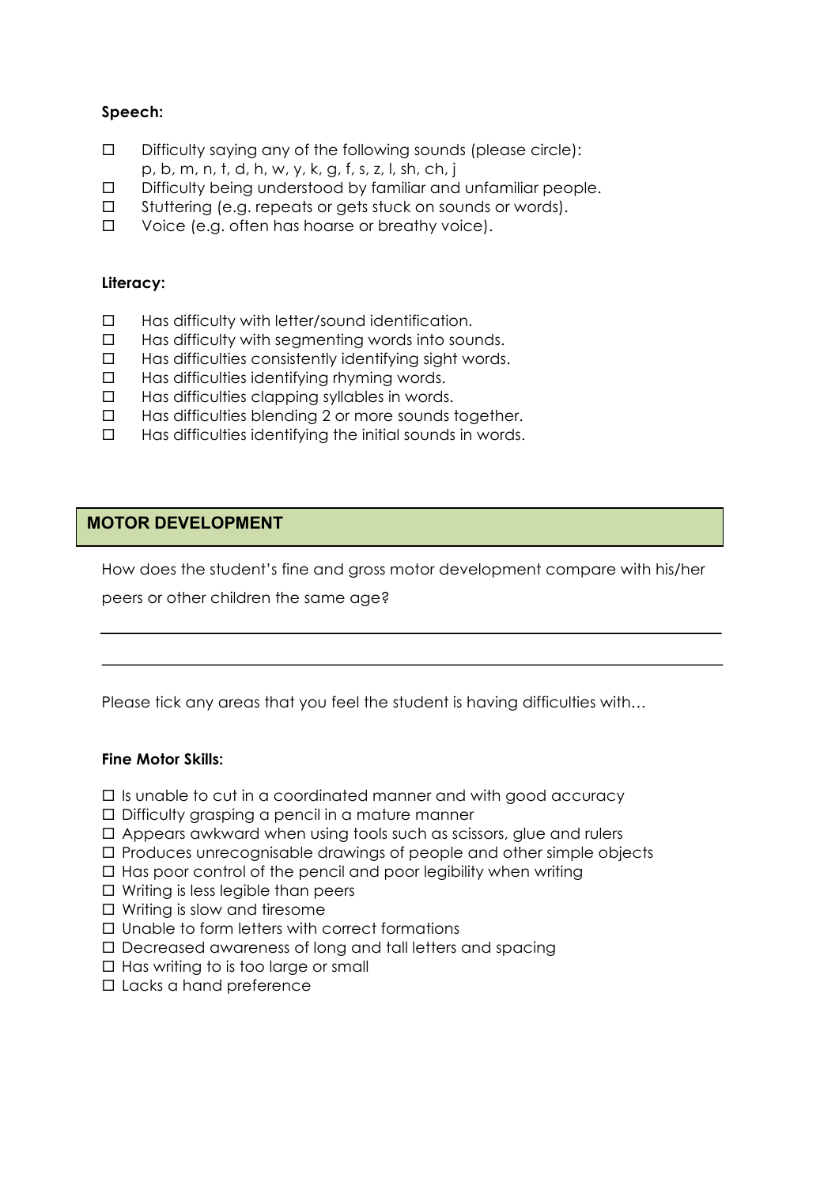**Speech:**

- ☐ Difficulty saying any of the following sounds (please circle):
  p, b, m, n, t, d, h, w, y, k, g, f, s, z, l, sh, ch, j
- ☐ Difficulty being understood by familiar and unfamiliar people.
- ☐ Stuttering (e.g. repeats or gets stuck on sounds or words).
- ☐ Voice (e.g. often has hoarse or breathy voice).

**Literacy:**

- ☐ Has difficulty with letter/sound identification.
- ☐ Has difficulty with segmenting words into sounds.
- ☐ Has difficulties consistently identifying sight words.
- ☐ Has difficulties identifying rhyming words.
- ☐ Has difficulties clapping syllables in words.
- ☐ Has difficulties blending 2 or more sounds together.
- ☐ Has difficulties identifying the initial sounds in words.

## MOTOR DEVELOPMENT

How does the student's fine and gross motor development compare with his/her peers or other children the same age?

______________________________________________________________________

______________________________________________________________________

Please tick any areas that you feel the student is having difficulties with…

**Fine Motor Skills:**

- ☐ Is unable to cut in a coordinated manner and with good accuracy
- ☐ Difficulty grasping a pencil in a mature manner
- ☐ Appears awkward when using tools such as scissors, glue and rulers
- ☐ Produces unrecognisable drawings of people and other simple objects
- ☐ Has poor control of the pencil and poor legibility when writing
- ☐ Writing is less legible than peers
- ☐ Writing is slow and tiresome
- ☐ Unable to form letters with correct formations
- ☐ Decreased awareness of long and tall letters and spacing
- ☐ Has writing to is too large or small
- ☐ Lacks a hand preference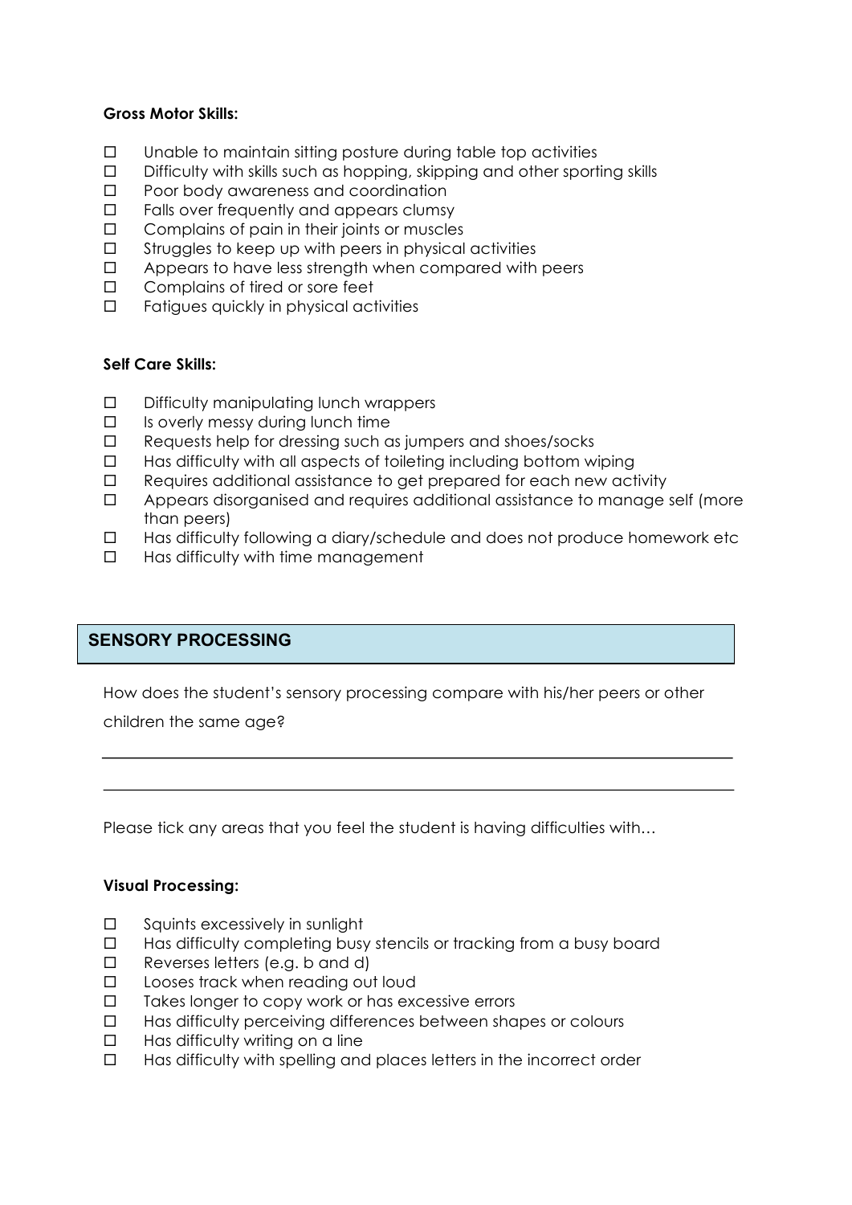**Gross Motor Skills:**

- ☐ Unable to maintain sitting posture during table top activities
- ☐ Difficulty with skills such as hopping, skipping and other sporting skills
- ☐ Poor body awareness and coordination
- ☐ Falls over frequently and appears clumsy
- ☐ Complains of pain in their joints or muscles
- ☐ Struggles to keep up with peers in physical activities
- ☐ Appears to have less strength when compared with peers
- ☐ Complains of tired or sore feet
- ☐ Fatigues quickly in physical activities

**Self Care Skills:**

- ☐ Difficulty manipulating lunch wrappers
- ☐ Is overly messy during lunch time
- ☐ Requests help for dressing such as jumpers and shoes/socks
- ☐ Has difficulty with all aspects of toileting including bottom wiping
- ☐ Requires additional assistance to get prepared for each new activity
- ☐ Appears disorganised and requires additional assistance to manage self (more than peers)
- ☐ Has difficulty following a diary/schedule and does not produce homework etc
- ☐ Has difficulty with time management

## SENSORY PROCESSING

How does the student's sensory processing compare with his/her peers or other children the same age?

______________________________________________________________________________

______________________________________________________________________________

Please tick any areas that you feel the student is having difficulties with…

**Visual Processing:**

- ☐ Squints excessively in sunlight
- ☐ Has difficulty completing busy stencils or tracking from a busy board
- ☐ Reverses letters (e.g. b and d)
- ☐ Looses track when reading out loud
- ☐ Takes longer to copy work or has excessive errors
- ☐ Has difficulty perceiving differences between shapes or colours
- ☐ Has difficulty writing on a line
- ☐ Has difficulty with spelling and places letters in the incorrect order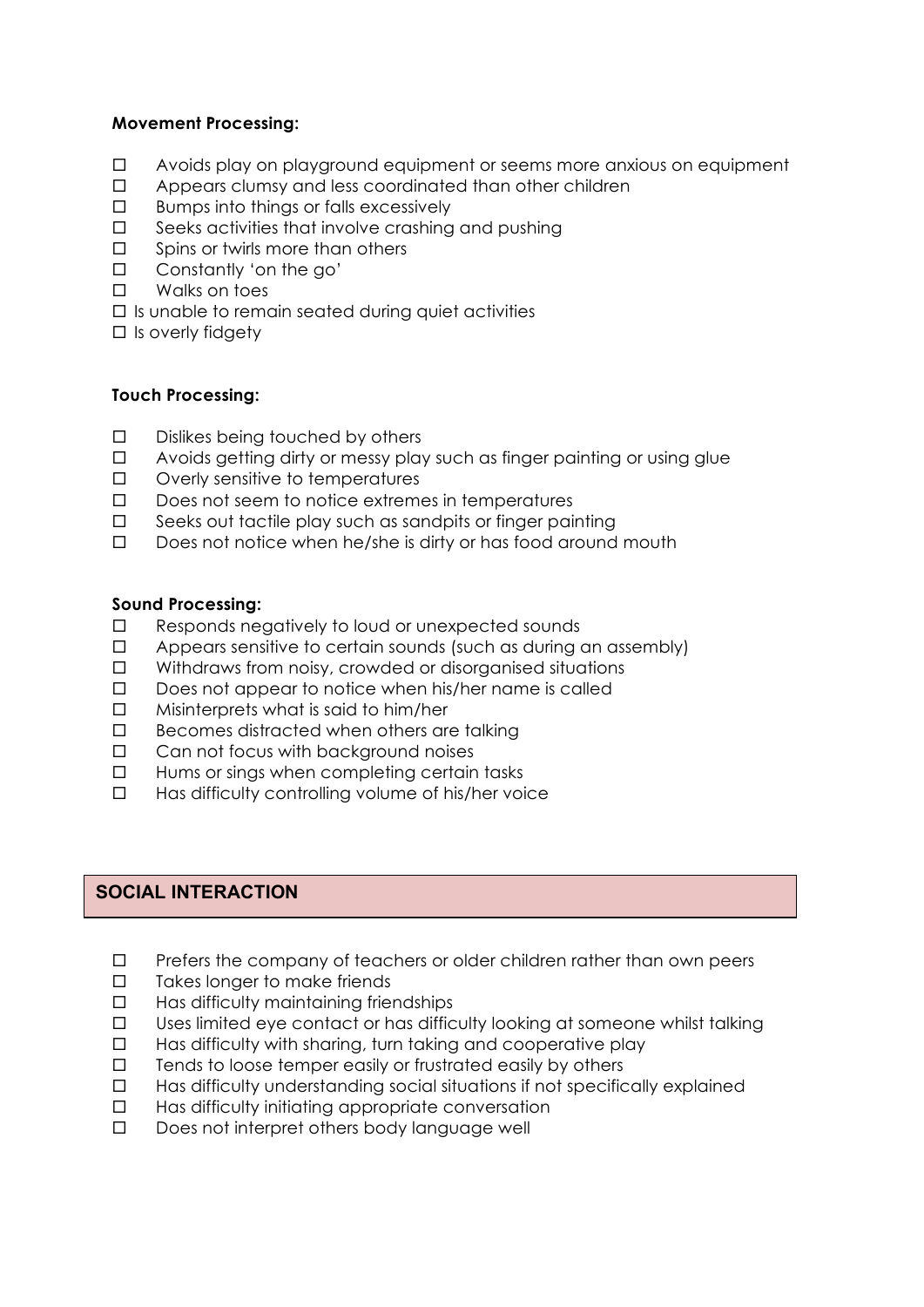**Movement Processing:**

- ☐ Avoids play on playground equipment or seems more anxious on equipment
- ☐ Appears clumsy and less coordinated than other children
- ☐ Bumps into things or falls excessively
- ☐ Seeks activities that involve crashing and pushing
- ☐ Spins or twirls more than others
- ☐ Constantly 'on the go'
- ☐ Walks on toes
- ☐ Is unable to remain seated during quiet activities
- ☐ Is overly fidgety

**Touch Processing:**

- ☐ Dislikes being touched by others
- ☐ Avoids getting dirty or messy play such as finger painting or using glue
- ☐ Overly sensitive to temperatures
- ☐ Does not seem to notice extremes in temperatures
- ☐ Seeks out tactile play such as sandpits or finger painting
- ☐ Does not notice when he/she is dirty or has food around mouth

**Sound Processing:**

- ☐ Responds negatively to loud or unexpected sounds
- ☐ Appears sensitive to certain sounds (such as during an assembly)
- ☐ Withdraws from noisy, crowded or disorganised situations
- ☐ Does not appear to notice when his/her name is called
- ☐ Misinterprets what is said to him/her
- ☐ Becomes distracted when others are talking
- ☐ Can not focus with background noises
- ☐ Hums or sings when completing certain tasks
- ☐ Has difficulty controlling volume of his/her voice

## SOCIAL INTERACTION

- ☐ Prefers the company of teachers or older children rather than own peers
- ☐ Takes longer to make friends
- ☐ Has difficulty maintaining friendships
- ☐ Uses limited eye contact or has difficulty looking at someone whilst talking
- ☐ Has difficulty with sharing, turn taking and cooperative play
- ☐ Tends to loose temper easily or frustrated easily by others
- ☐ Has difficulty understanding social situations if not specifically explained
- ☐ Has difficulty initiating appropriate conversation
- ☐ Does not interpret others body language well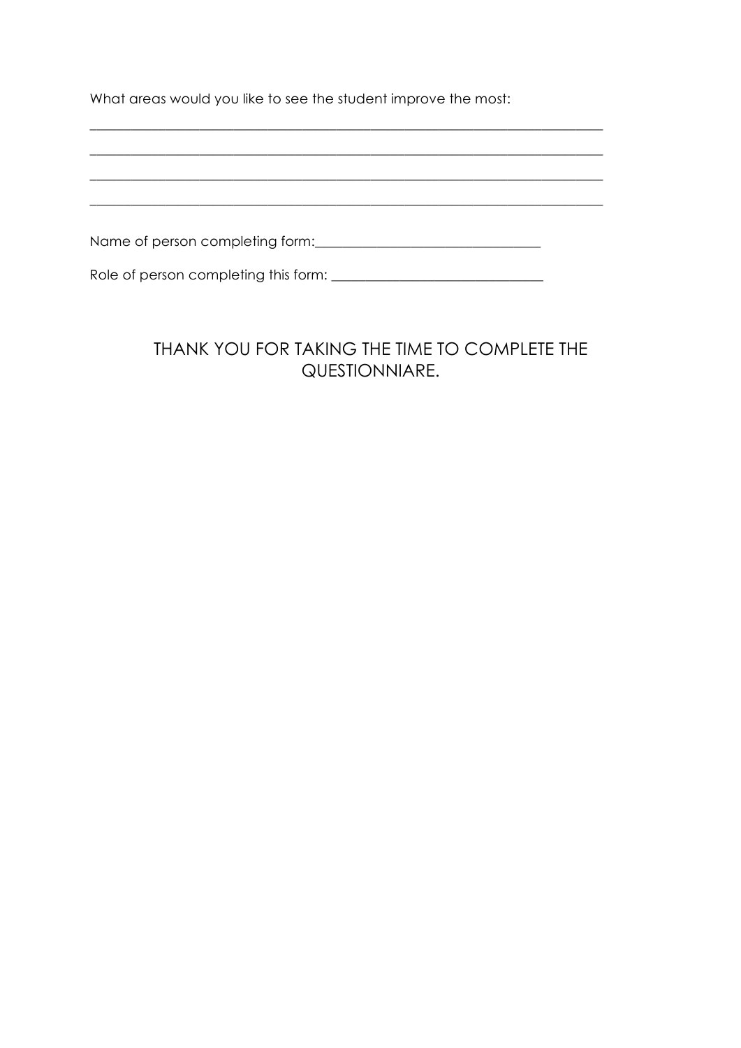What areas would you like to see the student improve the most:

_______________________________________________________________________________

_______________________________________________________________________________

_______________________________________________________________________________

_______________________________________________________________________________

Name of person completing form:___________________________________

Role of person completing this form: ________________________________

THANK YOU FOR TAKING THE TIME TO COMPLETE THE QUESTIONNIARE.